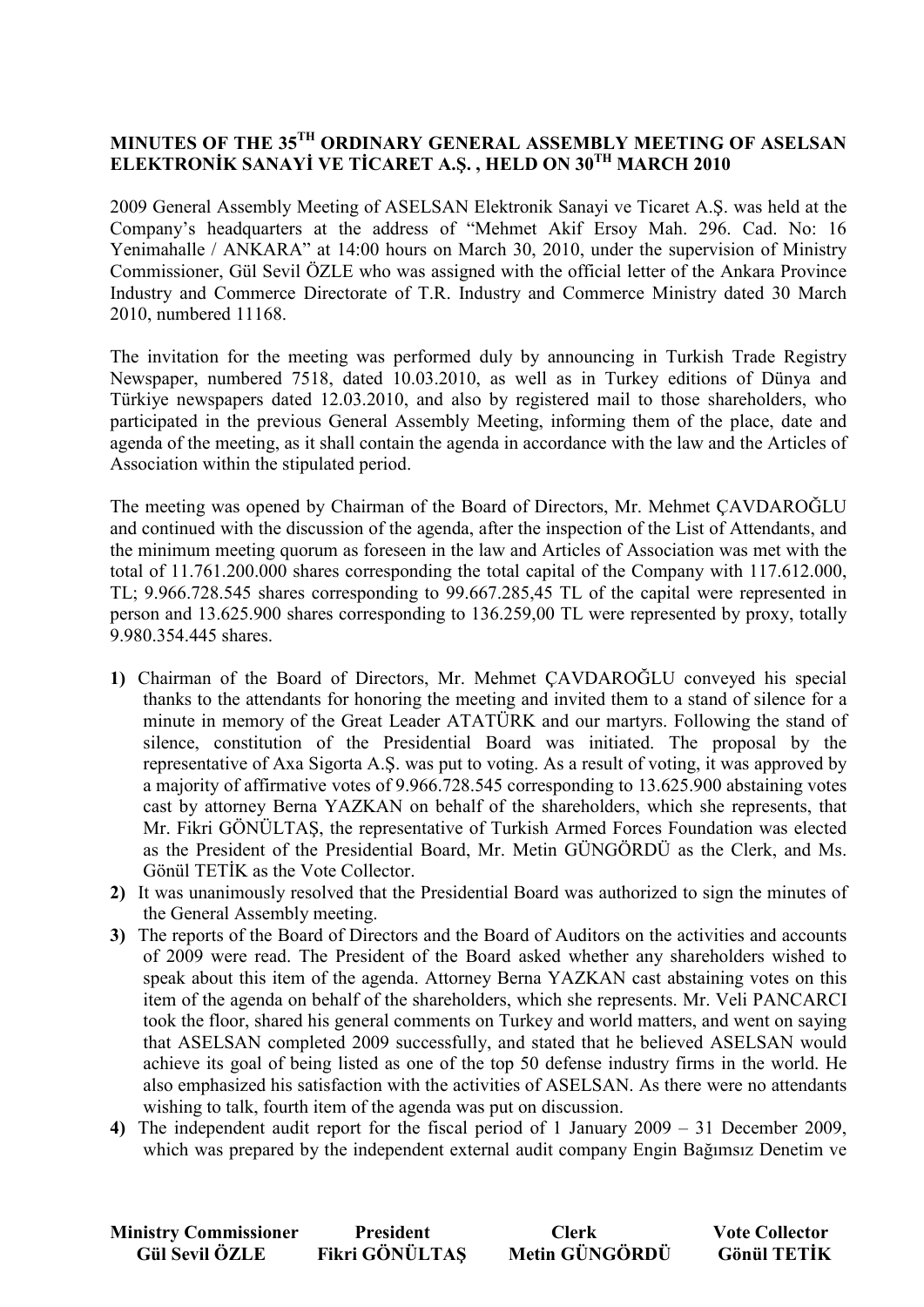# MINUTES OF THE 35TH ORDINARY GENERAL ASSEMBLY MEETING OF ASELSAN ELEKTRONİK SANAYİ VE TİCARET A.Ş. , HELD ON 30TH MARCH 2010

2009 General Assembly Meeting of ASELSAN Elektronik Sanayi ve Ticaret A.Ş. was held at the Company's headquarters at the address of "Mehmet Akif Ersoy Mah. 296. Cad. No: 16 Yenimahalle / ANKARA" at 14:00 hours on March 30, 2010, under the supervision of Ministry Commissioner, Gül Sevil ÖZLE who was assigned with the official letter of the Ankara Province Industry and Commerce Directorate of T.R. Industry and Commerce Ministry dated 30 March 2010, numbered 11168.

The invitation for the meeting was performed duly by announcing in Turkish Trade Registry Newspaper, numbered 7518, dated 10.03.2010, as well as in Turkey editions of Dünya and Türkiye newspapers dated 12.03.2010, and also by registered mail to those shareholders, who participated in the previous General Assembly Meeting, informing them of the place, date and agenda of the meeting, as it shall contain the agenda in accordance with the law and the Articles of Association within the stipulated period.

The meeting was opened by Chairman of the Board of Directors, Mr. Mehmet ÇAVDAROĞLU and continued with the discussion of the agenda, after the inspection of the List of Attendants, and the minimum meeting quorum as foreseen in the law and Articles of Association was met with the total of 11.761.200.000 shares corresponding the total capital of the Company with 117.612.000, TL; 9.966.728.545 shares corresponding to 99.667.285,45 TL of the capital were represented in person and 13.625.900 shares corresponding to 136.259,00 TL were represented by proxy, totally 9.980.354.445 shares.

1) Chairman of the Board of Directors, Mr. Mehmet ÇAVDAROĞLU conveyed his special thanks to the attendants for honoring the meeting and invited them to a stand of silence for a minute in memory of the Great Leader ATATÜRK and our martyrs. Following the stand of silence, constitution of the Presidential Board was initiated. The proposal by the representative of Axa Sigorta A.Ş. was put to voting. As a result of voting, it was approved by a majority of affirmative votes of 9.966.728.545 corresponding to 13.625.900 abstaining votes cast by attorney Berna YAZKAN on behalf of the shareholders, which she represents, that Mr. Fikri GÖNÜLTAŞ, the representative of Turkish Armed Forces Foundation was elected as the President of the Presidential Board, Mr. Metin GÜNGÖRDÜ as the Clerk, and Ms. Gönül TETİK as the Vote Collector.
2) It was unanimously resolved that the Presidential Board was authorized to sign the minutes of the General Assembly meeting.
3) The reports of the Board of Directors and the Board of Auditors on the activities and accounts of 2009 were read. The President of the Board asked whether any shareholders wished to speak about this item of the agenda. Attorney Berna YAZKAN cast abstaining votes on this item of the agenda on behalf of the shareholders, which she represents. Mr. Veli PANCARCI took the floor, shared his general comments on Turkey and world matters, and went on saying that ASELSAN completed 2009 successfully, and stated that he believed ASELSAN would achieve its goal of being listed as one of the top 50 defense industry firms in the world. He also emphasized his satisfaction with the activities of ASELSAN. As there were no attendants wishing to talk, fourth item of the agenda was put on discussion.
4) The independent audit report for the fiscal period of 1 January 2009 – 31 December 2009, which was prepared by the independent external audit company Engin Bağımsız Denetim ve

| Ministry Commissioner | President | Clerk | Vote Collector |
|---|---|---|---|
| Gül Sevil ÖZLE | Fikri GÖNÜLTAŞ | Metin GÜNGÖRDÜ | Gönül TETİK |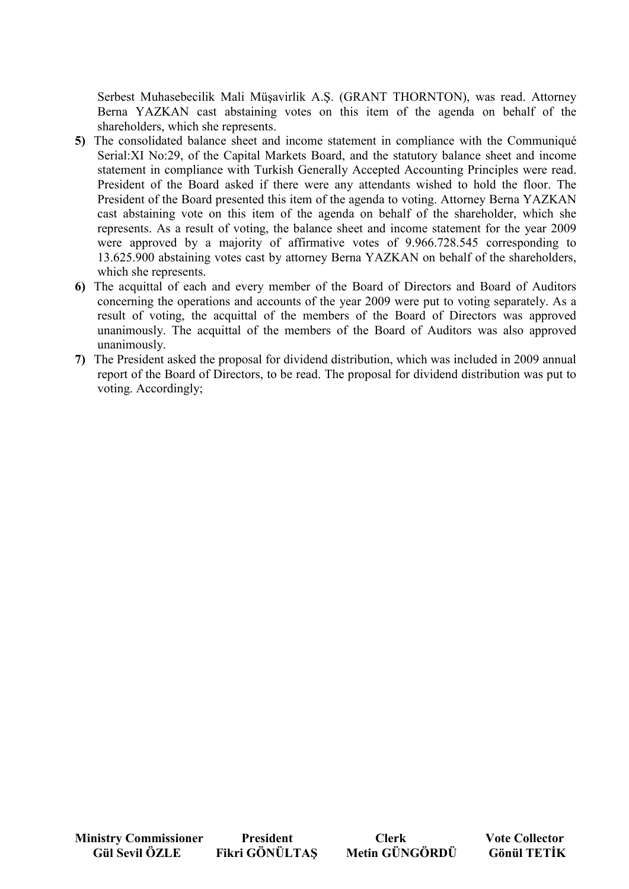Serbest Muhasebecilik Mali Müşavirlik A.Ş. (GRANT THORNTON), was read. Attorney Berna YAZKAN cast abstaining votes on this item of the agenda on behalf of the shareholders, which she represents.

**5)** The consolidated balance sheet and income statement in compliance with the Communiqué Serial:XI No:29, of the Capital Markets Board, and the statutory balance sheet and income statement in compliance with Turkish Generally Accepted Accounting Principles were read. President of the Board asked if there were any attendants wished to hold the floor. The President of the Board presented this item of the agenda to voting. Attorney Berna YAZKAN cast abstaining vote on this item of the agenda on behalf of the shareholder, which she represents. As a result of voting, the balance sheet and income statement for the year 2009 were approved by a majority of affirmative votes of 9.966.728.545 corresponding to 13.625.900 abstaining votes cast by attorney Berna YAZKAN on behalf of the shareholders, which she represents.

**6)** The acquittal of each and every member of the Board of Directors and Board of Auditors concerning the operations and accounts of the year 2009 were put to voting separately. As a result of voting, the acquittal of the members of the Board of Directors was approved unanimously. The acquittal of the members of the Board of Auditors was also approved unanimously.

**7)** The President asked the proposal for dividend distribution, which was included in 2009 annual report of the Board of Directors, to be read. The proposal for dividend distribution was put to voting. Accordingly;

| **Ministry Commissioner** | **President** | **Clerk** | **Vote Collector** |
|---|---|---|---|
| **Gül Sevil ÖZLE** | **Fikri GÖNÜLTAŞ** | **Metin GÜNGÖRDÜ** | **Gönül TETİK** |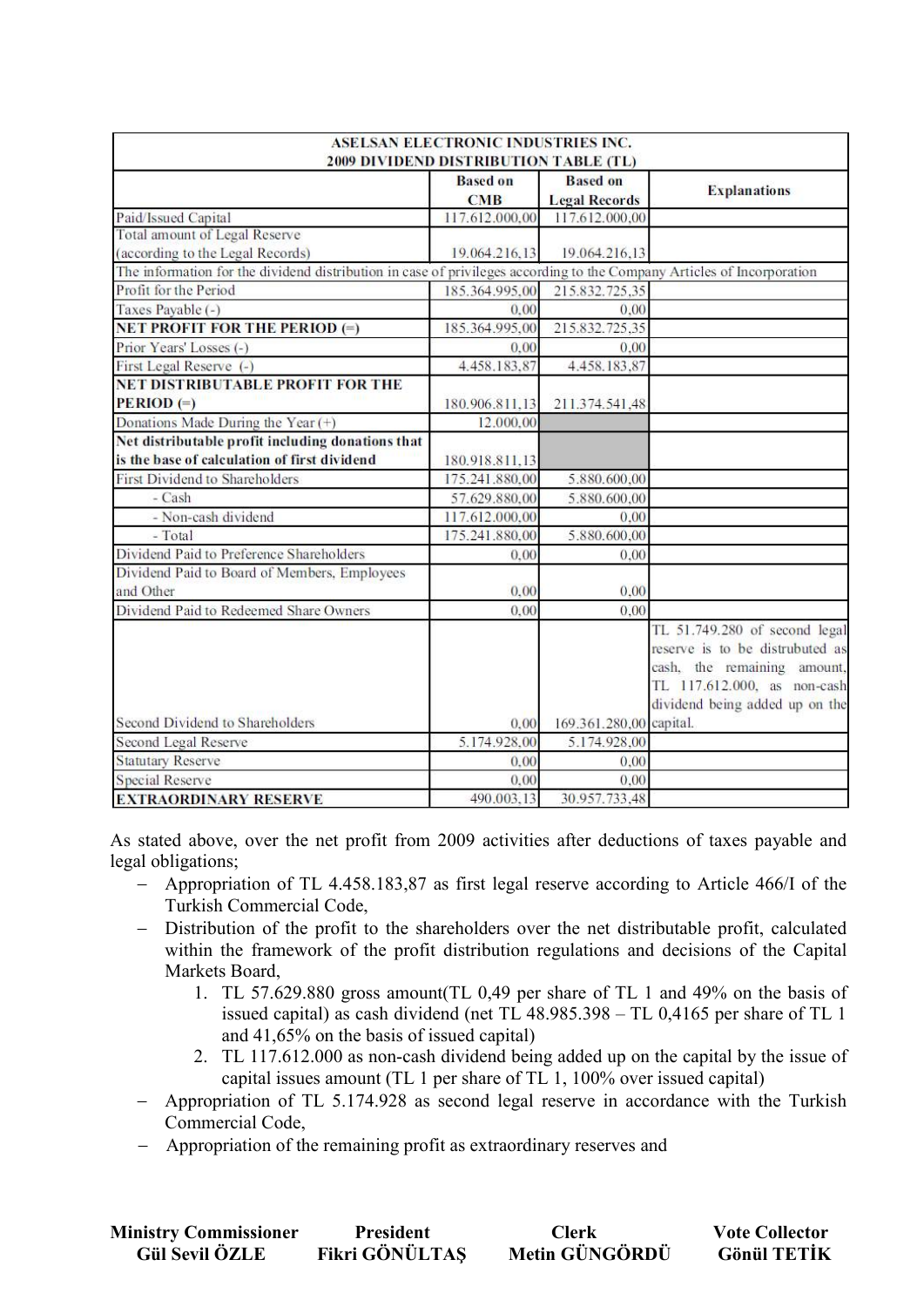| ASELSAN ELECTRONIC INDUSTRIES INC. 2009 DIVIDEND DISTRIBUTION TABLE (TL) | | | |
|---|---|---|---|
| | **Based on CMB** | **Based on Legal Records** | **Explanations** |
| Paid/Issued Capital | 117.612.000,00 | 117.612.000,00 | |
| Total amount of Legal Reserve (according to the Legal Records) | 19.064.216,13 | 19.064.216,13 | |
| The information for the dividend distribution in case of privileges according to the Company Articles of Incorporation | | | |
| Profit for the Period | 185.364.995,00 | 215.832.725,35 | |
| Taxes Payable (-) | 0,00 | 0,00 | |
| **NET PROFIT FOR THE PERIOD (=)** | 185.364.995,00 | 215.832.725,35 | |
| Prior Years' Losses (-) | 0,00 | 0,00 | |
| First Legal Reserve (-) | 4.458.183,87 | 4.458.183,87 | |
| **NET DISTRIBUTABLE PROFIT FOR THE PERIOD (=)** | 180.906.811,13 | 211.374.541,48 | |
| Donations Made During the Year (+) | 12.000,00 | | |
| **Net distributable profit including donations that is the base of calculation of first dividend** | 180.918.811,13 | | |
| First Dividend to Shareholders | 175.241.880,00 | 5.880.600,00 | |
| - Cash | 57.629.880,00 | 5.880.600,00 | |
| - Non-cash dividend | 117.612.000,00 | 0,00 | |
| - Total | 175.241.880,00 | 5.880.600,00 | |
| Dividend Paid to Preference Shareholders | 0,00 | 0,00 | |
| Dividend Paid to Board of Members, Employees and Other | 0,00 | 0,00 | |
| Dividend Paid to Redeemed Share Owners | 0,00 | 0,00 | |
| Second Dividend to Shareholders | 0,00 | 169.361.280,00 | TL 51.749.280 of second legal reserve is to be distrubuted as cash, the remaining amount, TL 117.612.000, as non-cash dividend being added up on the capital. |
| Second Legal Reserve | 5.174.928,00 | 5.174.928,00 | |
| Statutary Reserve | 0,00 | 0,00 | |
| Special Reserve | 0,00 | 0,00 | |
| **EXTRAORDINARY RESERVE** | 490.003,13 | 30.957.733,48 | |

As stated above, over the net profit from 2009 activities after deductions of taxes payable and legal obligations;

- Appropriation of TL 4.458.183,87 as first legal reserve according to Article 466/I of the Turkish Commercial Code,
- Distribution of the profit to the shareholders over the net distributable profit, calculated within the framework of the profit distribution regulations and decisions of the Capital Markets Board,
    1. TL 57.629.880 gross amount(TL 0,49 per share of TL 1 and 49% on the basis of issued capital) as cash dividend (net TL 48.985.398 – TL 0,4165 per share of TL 1 and 41,65% on the basis of issued capital)
    2. TL 117.612.000 as non-cash dividend being added up on the capital by the issue of capital issues amount (TL 1 per share of TL 1, 100% over issued capital)
- Appropriation of TL 5.174.928 as second legal reserve in accordance with the Turkish Commercial Code,
- Appropriation of the remaining profit as extraordinary reserves and

| **Ministry Commissioner** | **President** | **Clerk** | **Vote Collector** |
|---|---|---|---|
| **Gül Sevil ÖZLE** | **Fikri GÖNÜLTAŞ** | **Metin GÜNGÖRDÜ** | **Gönül TETİK** |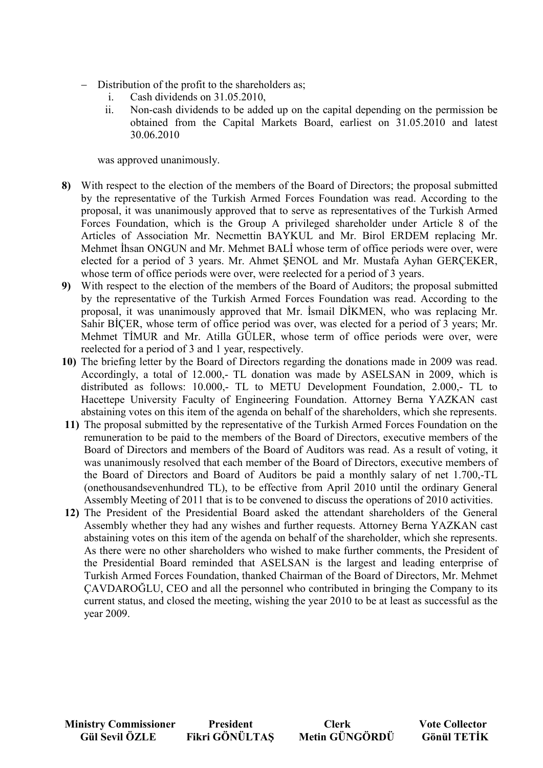- Distribution of the profit to the shareholders as;
    1. Cash dividends on 31.05.2010,
    2. Non-cash dividends to be added up on the capital depending on the permission be obtained from the Capital Markets Board, earliest on 31.05.2010 and latest 30.06.2010

was approved unanimously.

**8)** With respect to the election of the members of the Board of Directors; the proposal submitted by the representative of the Turkish Armed Forces Foundation was read. According to the proposal, it was unanimously approved that to serve as representatives of the Turkish Armed Forces Foundation, which is the Group A privileged shareholder under Article 8 of the Articles of Association Mr. Necmettin BAYKUL and Mr. Birol ERDEM replacing Mr. Mehmet İhsan ONGUN and Mr. Mehmet BALİ whose term of office periods were over, were elected for a period of 3 years. Mr. Ahmet ŞENOL and Mr. Mustafa Ayhan GERÇEKER, whose term of office periods were over, were reelected for a period of 3 years.

**9)** With respect to the election of the members of the Board of Auditors; the proposal submitted by the representative of the Turkish Armed Forces Foundation was read. According to the proposal, it was unanimously approved that Mr. İsmail DİKMEN, who was replacing Mr. Sahir BİÇER, whose term of office period was over, was elected for a period of 3 years; Mr. Mehmet TİMUR and Mr. Atilla GÜLER, whose term of office periods were over, were reelected for a period of 3 and 1 year, respectively.

**10)** The briefing letter by the Board of Directors regarding the donations made in 2009 was read. Accordingly, a total of 12.000,- TL donation was made by ASELSAN in 2009, which is distributed as follows: 10.000,- TL to METU Development Foundation, 2.000,- TL to Hacettepe University Faculty of Engineering Foundation. Attorney Berna YAZKAN cast abstaining votes on this item of the agenda on behalf of the shareholders, which she represents.

**11)** The proposal submitted by the representative of the Turkish Armed Forces Foundation on the remuneration to be paid to the members of the Board of Directors, executive members of the Board of Directors and members of the Board of Auditors was read. As a result of voting, it was unanimously resolved that each member of the Board of Directors, executive members of the Board of Directors and Board of Auditors be paid a monthly salary of net 1.700,-TL (onethousandsevenhundred TL), to be effective from April 2010 until the ordinary General Assembly Meeting of 2011 that is to be convened to discuss the operations of 2010 activities.

**12)** The President of the Presidential Board asked the attendant shareholders of the General Assembly whether they had any wishes and further requests. Attorney Berna YAZKAN cast abstaining votes on this item of the agenda on behalf of the shareholder, which she represents. As there were no other shareholders who wished to make further comments, the President of the Presidential Board reminded that ASELSAN is the largest and leading enterprise of Turkish Armed Forces Foundation, thanked Chairman of the Board of Directors, Mr. Mehmet ÇAVDAROĞLU, CEO and all the personnel who contributed in bringing the Company to its current status, and closed the meeting, wishing the year 2010 to be at least as successful as the year 2009.

| Ministry Commissioner | President | Clerk | Vote Collector |
|---|---|---|---|
| Gül Sevil ÖZLE | Fikri GÖNÜLTAŞ | Metin GÜNGÖRDÜ | Gönül TETİK |